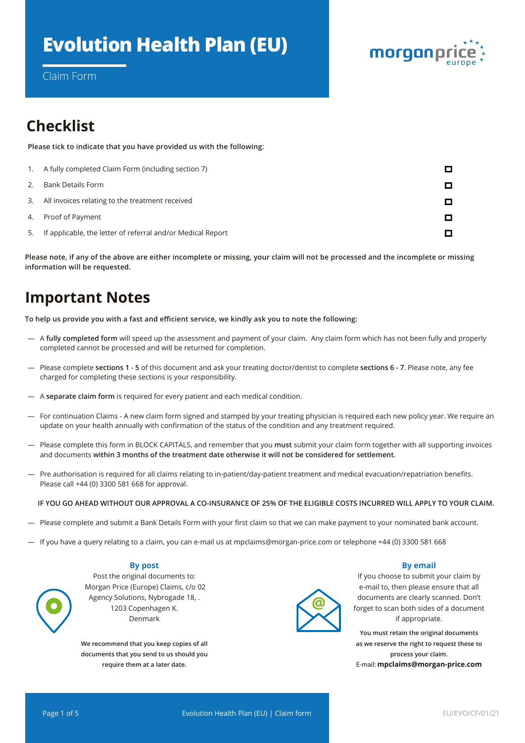# Evolution Health Plan (EU)

Claim Form

## Checklist

**Please tick to indicate that you have provided us with the following:**

1. A fully completed Claim Form (including section 7) ☐
2. Bank Details Form ☐
3. All invoices relating to the treatment received ☐
4. Proof of Payment ☐
5. If applicable, the letter of referral and/or Medical Report ☐

**Please note, if any of the above are either incomplete or missing, your claim will not be processed and the incomplete or missing information will be requested.**

## Important Notes

**To help us provide you with a fast and efficient service, we kindly ask you to note the following:**

- A **fully completed form** will speed up the assessment and payment of your claim. Any claim form which has not been fully and properly completed cannot be processed and will be returned for completion.
- Please complete **sections 1 - 5** of this document and ask your treating doctor/dentist to complete **sections 6 - 7**. Please note, any fee charged for completing these sections is your responsibility.
- A **separate claim form** is required for every patient and each medical condition.
- For continuation Claims - A new claim form signed and stamped by your treating physician is required each new policy year. We require an update on your health annually with confirmation of the status of the condition and any treatment required.
- Please complete this form in BLOCK CAPITALS, and remember that you **must** submit your claim form together with all supporting invoices and documents **within 3 months of the treatment date otherwise it will not be considered for settlement**.
- Pre authorisation is required for all claims relating to in-patient/day-patient treatment and medical evacuation/repatriation benefits. Please call +44 (0) 3300 581 668 for approval.

**IF YOU GO AHEAD WITHOUT OUR APPROVAL A CO-INSURANCE OF 25% OF THE ELIGIBLE COSTS INCURRED WILL APPLY TO YOUR CLAIM.**

- Please complete and submit a Bank Details Form with your first claim so that we can make payment to your nominated bank account.
- If you have a query relating to a claim, you can e-mail us at mpclaims@morgan-price.com or telephone +44 (0) 3300 581 668

### By post

Post the original documents to:
Morgan Price (Europe) Claims, c/o 02 Agency Solutions, Nybrogade 18, .
1203 Copenhagen K.
Denmark

**We recommend that you keep copies of all documents that you send to us should you require them at a later date.**

### By email

If you choose to submit your claim by e-mail to, then please ensure that all documents are clearly scanned. Don't forget to scan both sides of a document if appropriate.

**You must retain the original documents as we reserve the right to request these to process your claim.**

E-mail: **mpclaims@morgan-price.com**

EU/EVO/CF/01/21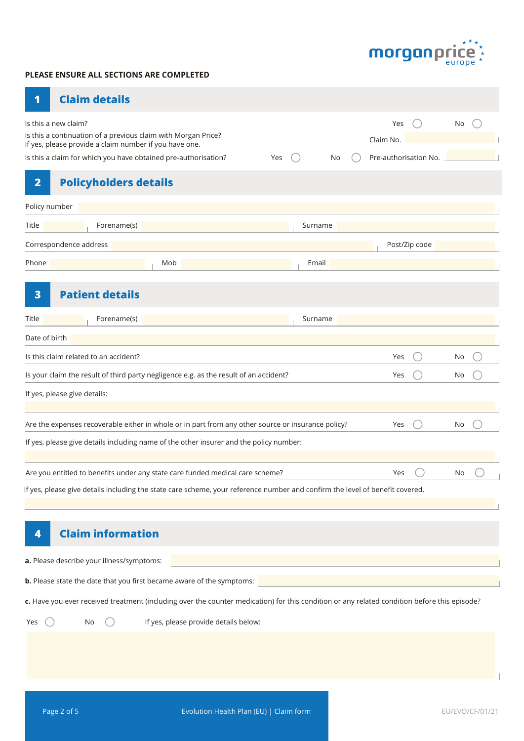**PLEASE ENSURE ALL SECTIONS ARE COMPLETED**

## 1 Claim details

Is this a new claim? Yes ◯ No ◯

Is this a continuation of a previous claim with Morgan Price?
If yes, please provide a claim number if you have one. Claim No.

Is this a claim for which you have obtained pre-authorisation? Yes ◯ No ◯ Pre-authorisation No.

## 2 Policyholders details

Policy number

Title Forename(s) Surname

Correspondence address Post/Zip code

Phone Mob Email

## 3 Patient details

Title Forename(s) Surname

Date of birth

Is this claim related to an accident? Yes ◯ No ◯

Is your claim the result of third party negligence e.g. as the result of an accident? Yes ◯ No ◯

If yes, please give details:

Are the expenses recoverable either in whole or in part from any other source or insurance policy? Yes ◯ No ◯

If yes, please give details including name of the other insurer and the policy number:

Are you entitled to benefits under any state care funded medical care scheme? Yes ◯ No ◯

If yes, please give details including the state care scheme, your reference number and confirm the level of benefit covered.

## 4 Claim information

**a.** Please describe your illness/symptoms:

**b.** Please state the date that you first became aware of the symptoms:

**c.** Have you ever received treatment (including over the counter medication) for this condition or any related condition before this episode?

Yes ◯ No ◯ If yes, please provide details below:

Evolution Health Plan (EU) | Claim form

EU/EVO/CF/01/21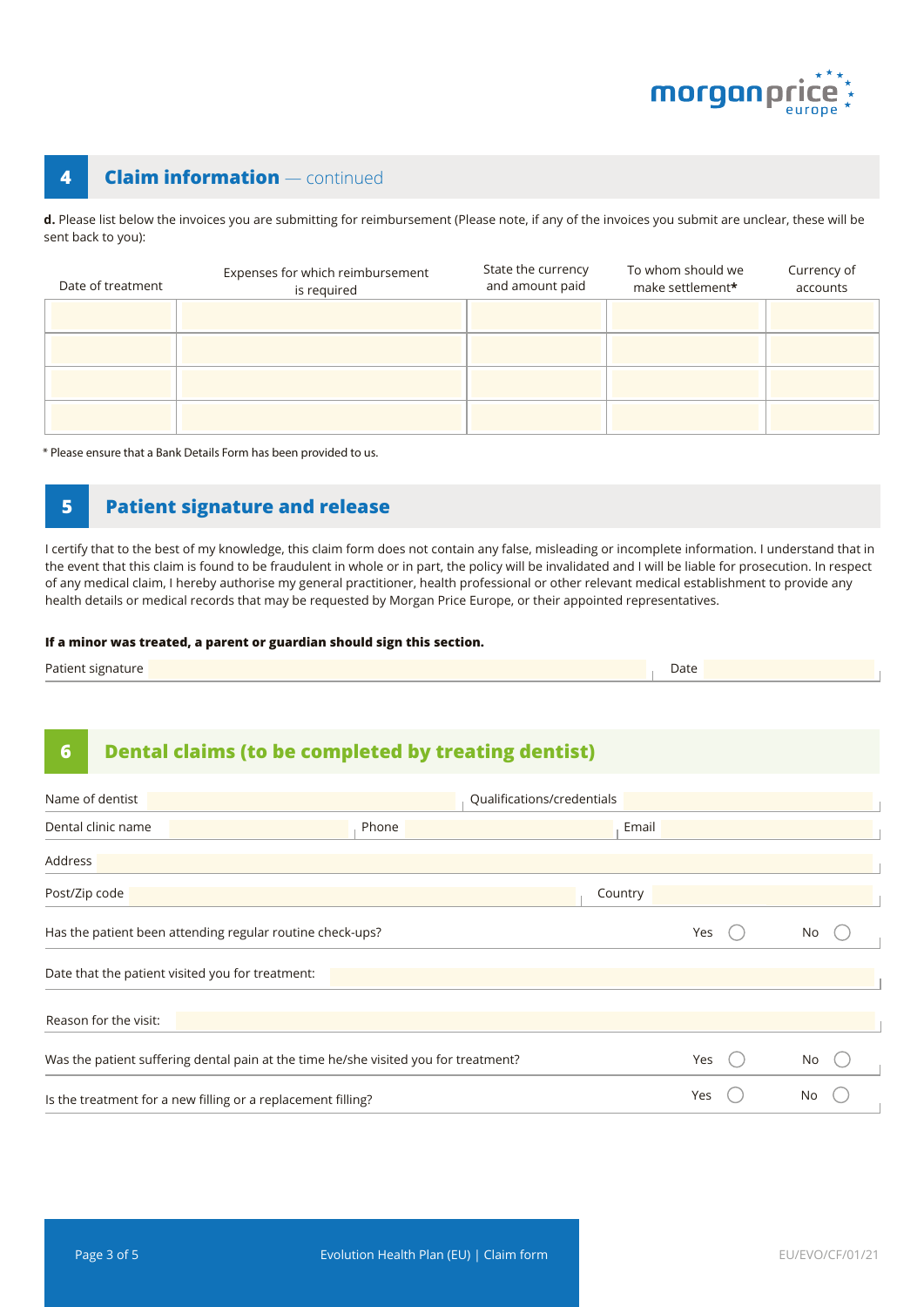## 4 Claim information — continued

**d.** Please list below the invoices you are submitting for reimbursement (Please note, if any of the invoices you submit are unclear, these will be sent back to you):

| Date of treatment | Expenses for which reimbursement is required | State the currency and amount paid | To whom should we make settlement* | Currency of accounts |
|---|---|---|---|---|
| | | | | |
| | | | | |
| | | | | |
| | | | | |

* Please ensure that a Bank Details Form has been provided to us.

## 5 Patient signature and release

I certify that to the best of my knowledge, this claim form does not contain any false, misleading or incomplete information. I understand that in the event that this claim is found to be fraudulent in whole or in part, the policy will be invalidated and I will be liable for prosecution. In respect of any medical claim, I hereby authorise my general practitioner, health professional or other relevant medical establishment to provide any health details or medical records that may be requested by Morgan Price Europe, or their appointed representatives.

**If a minor was treated, a parent or guardian should sign this section.**

Patient signature ______________________ Date __________

## 6 Dental claims (to be completed by treating dentist)

Name of dentist ______________________ Qualifications/credentials ______________________

Dental clinic name ______________ Phone ______________ Email ______________

Address ______________________

Post/Zip code ______________________ Country ______________

Has the patient been attending regular routine check-ups? Yes ◯ No ◯

Date that the patient visited you for treatment: ______________________

Reason for the visit: ______________________

Was the patient suffering dental pain at the time he/she visited you for treatment? Yes ◯ No ◯

Is the treatment for a new filling or a replacement filling? Yes ◯ No ◯

Evolution Health Plan (EU) | Claim form

EU/EVO/CF/01/21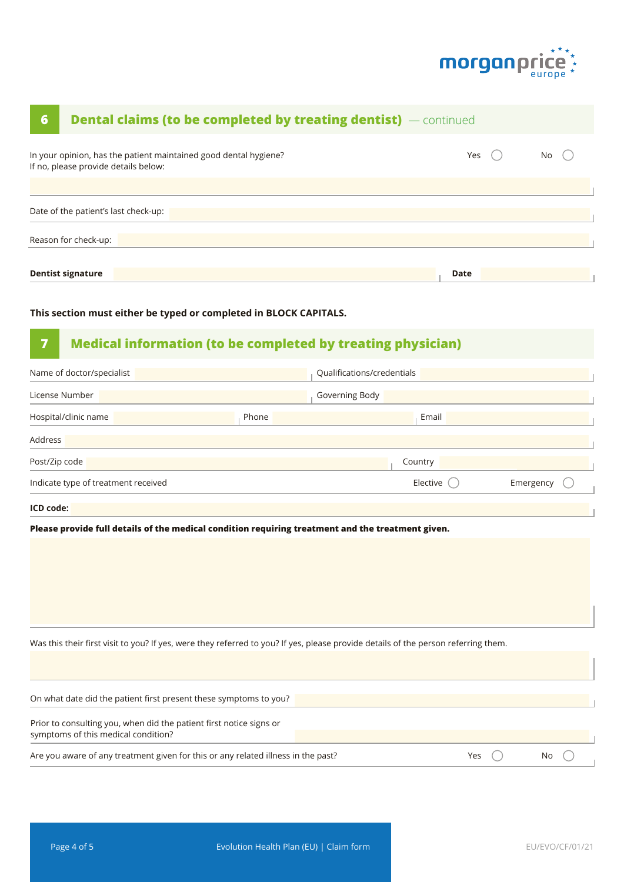## 6 Dental claims (to be completed by treating dentist) — continued

In your opinion, has the patient maintained good dental hygiene? Yes ◯ No ◯
If no, please provide details below:

Date of the patient's last check-up:

Reason for check-up:

**Dentist signature** **Date**

**This section must either be typed or completed in BLOCK CAPITALS.**

## 7 Medical information (to be completed by treating physician)

Name of doctor/specialist | Qualifications/credentials

License Number | Governing Body

Hospital/clinic name | Phone | Email

Address

Post/Zip code | Country

Indicate type of treatment received Elective ◯ Emergency ◯

**ICD code:**

**Please provide full details of the medical condition requiring treatment and the treatment given.**

Was this their first visit to you? If yes, were they referred to you? If yes, please provide details of the person referring them.

On what date did the patient first present these symptoms to you?

Prior to consulting you, when did the patient first notice signs or symptoms of this medical condition?

Are you aware of any treatment given for this or any related illness in the past? Yes ◯ No ◯

EU/EVO/CF/01/21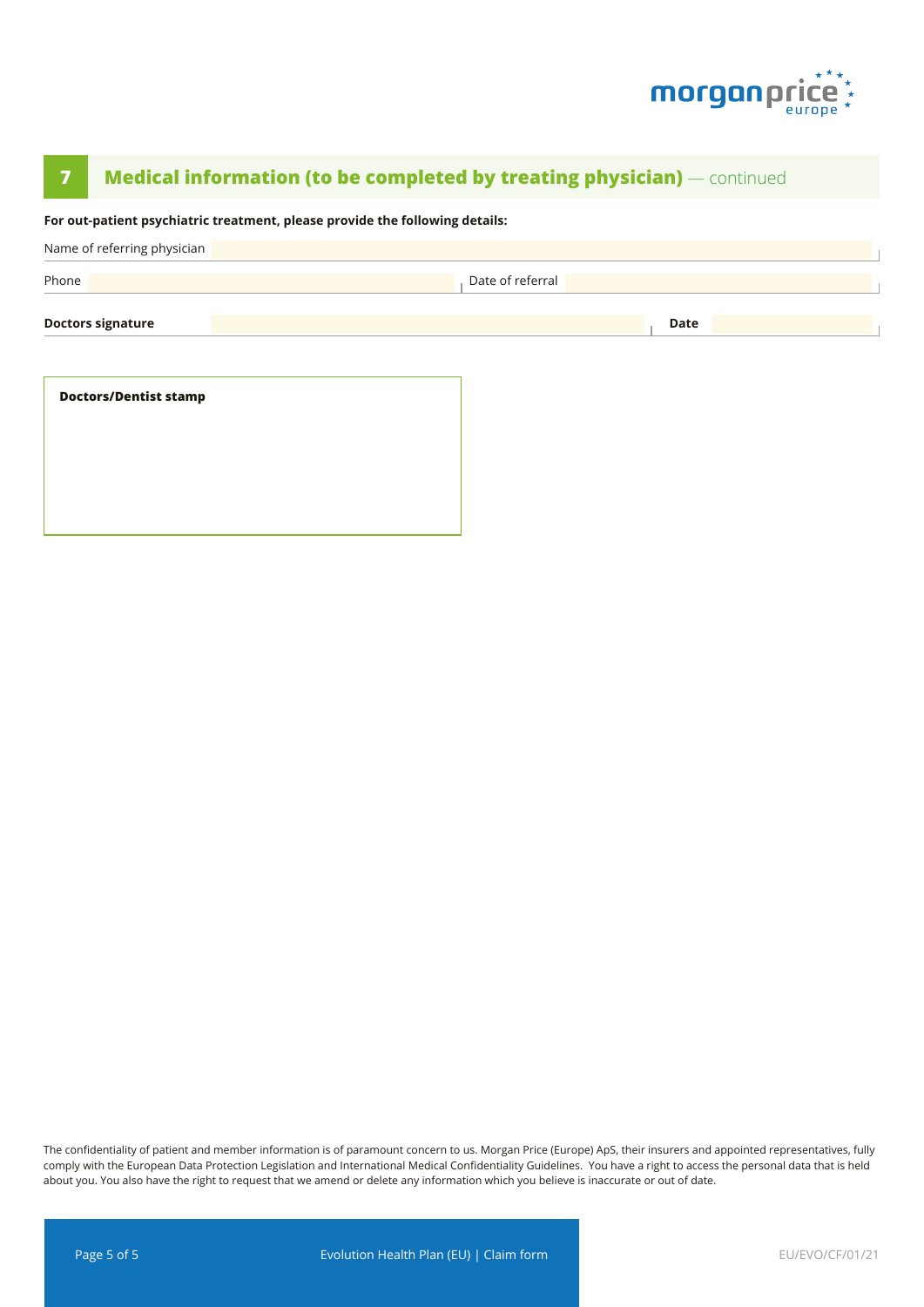## 7 Medical information (to be completed by treating physician) — continued

**For out-patient psychiatric treatment, please provide the following details:**

Name of referring physician

Phone

Date of referral

**Doctors signature**

**Date**

**Doctors/Dentist stamp**

The confidentiality of patient and member information is of paramount concern to us. Morgan Price (Europe) ApS, their insurers and appointed representatives, fully comply with the European Data Protection Legislation and International Medical Confidentiality Guidelines. You have a right to access the personal data that is held about you. You also have the right to request that we amend or delete any information which you believe is inaccurate or out of date.